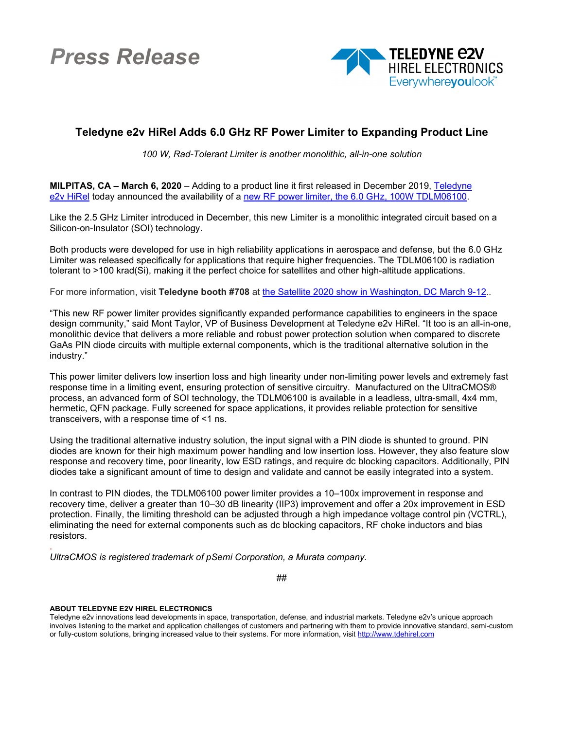*Press Release*

TELEDYNE e2v
HIREL ELECTRONICS
Everywhereyoulook™

# Teledyne e2v HiRel Adds 6.0 GHz RF Power Limiter to Expanding Product Line

*100 W, Rad-Tolerant Limiter is another monolithic, all-in-one solution*

**MILPITAS, CA – March 6, 2020** – Adding to a product line it first released in December 2019, Teledyne e2v HiRel today announced the availability of a new RF power limiter, the 6.0 GHz, 100W TDLM06100.

Like the 2.5 GHz Limiter introduced in December, this new Limiter is a monolithic integrated circuit based on a Silicon-on-Insulator (SOI) technology.

Both products were developed for use in high reliability applications in aerospace and defense, but the 6.0 GHz Limiter was released specifically for applications that require higher frequencies. The TDLM06100 is radiation tolerant to >100 krad(Si), making it the perfect choice for satellites and other high-altitude applications.

For more information, visit **Teledyne booth #708** at the Satellite 2020 show in Washington, DC March 9-12..

"This new RF power limiter provides significantly expanded performance capabilities to engineers in the space design community," said Mont Taylor, VP of Business Development at Teledyne e2v HiRel. "It too is an all-in-one, monolithic device that delivers a more reliable and robust power protection solution when compared to discrete GaAs PIN diode circuits with multiple external components, which is the traditional alternative solution in the industry."

This power limiter delivers low insertion loss and high linearity under non-limiting power levels and extremely fast response time in a limiting event, ensuring protection of sensitive circuitry. Manufactured on the UltraCMOS® process, an advanced form of SOI technology, the TDLM06100 is available in a leadless, ultra-small, 4x4 mm, hermetic, QFN package. Fully screened for space applications, it provides reliable protection for sensitive transceivers, with a response time of <1 ns.

Using the traditional alternative industry solution, the input signal with a PIN diode is shunted to ground. PIN diodes are known for their high maximum power handling and low insertion loss. However, they also feature slow response and recovery time, poor linearity, low ESD ratings, and require dc blocking capacitors. Additionally, PIN diodes take a significant amount of time to design and validate and cannot be easily integrated into a system.

In contrast to PIN diodes, the TDLM06100 power limiter provides a 10–100x improvement in response and recovery time, deliver a greater than 10–30 dB linearity (IIP3) improvement and offer a 20x improvement in ESD protection. Finally, the limiting threshold can be adjusted through a high impedance voltage control pin (VCTRL), eliminating the need for external components such as dc blocking capacitors, RF choke inductors and bias resistors.

*UltraCMOS is registered trademark of pSemi Corporation, a Murata company.*

##

**ABOUT TELEDYNE E2V HIREL ELECTRONICS**

Teledyne e2v innovations lead developments in space, transportation, defense, and industrial markets. Teledyne e2v's unique approach involves listening to the market and application challenges of customers and partnering with them to provide innovative standard, semi-custom or fully-custom solutions, bringing increased value to their systems. For more information, visit http://www.tdehirel.com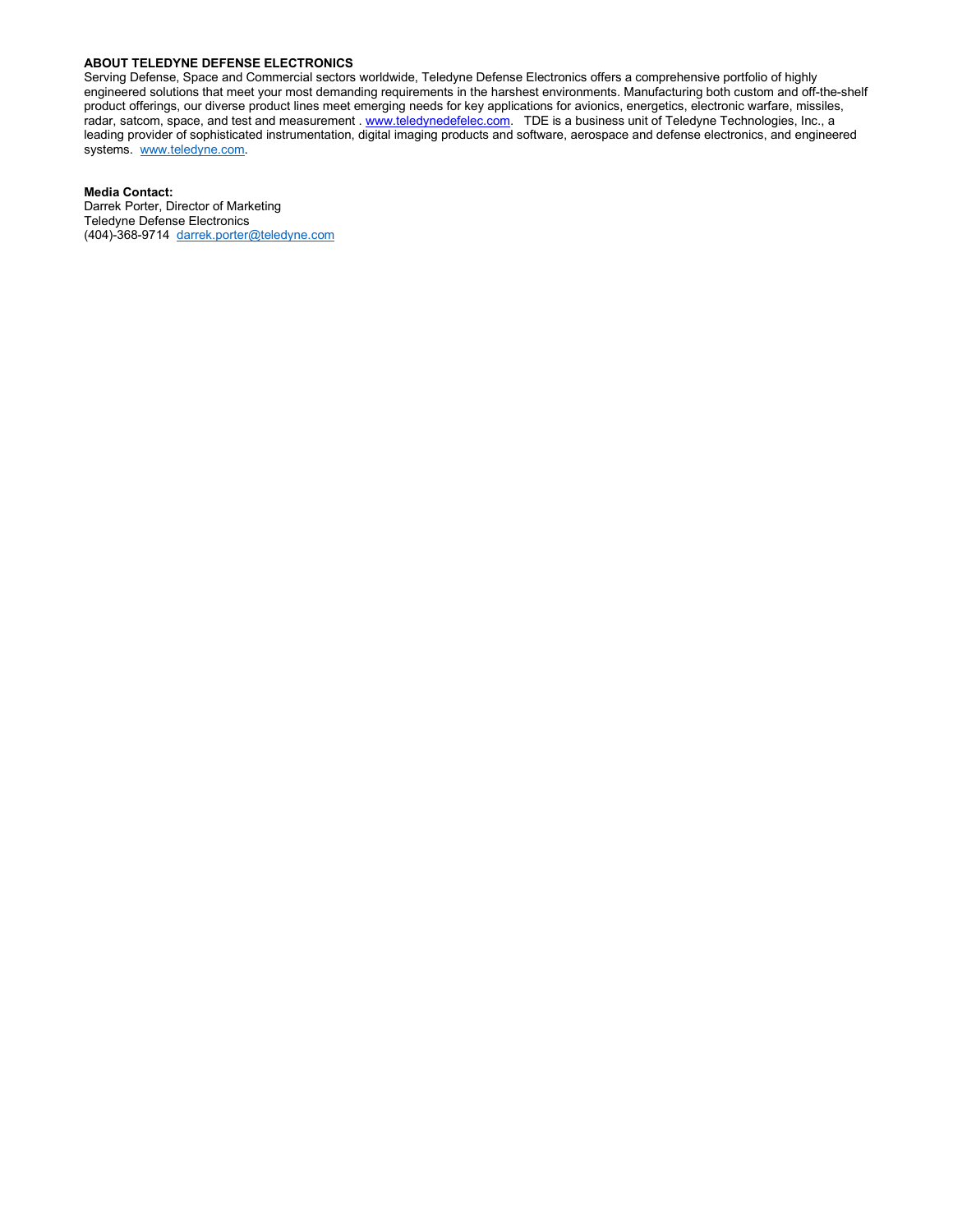**ABOUT TELEDYNE DEFENSE ELECTRONICS**

Serving Defense, Space and Commercial sectors worldwide, Teledyne Defense Electronics offers a comprehensive portfolio of highly engineered solutions that meet your most demanding requirements in the harshest environments. Manufacturing both custom and off-the-shelf product offerings, our diverse product lines meet emerging needs for key applications for avionics, energetics, electronic warfare, missiles, radar, satcom, space, and test and measurement . www.teledynedefelec.com. TDE is a business unit of Teledyne Technologies, Inc., a leading provider of sophisticated instrumentation, digital imaging products and software, aerospace and defense electronics, and engineered systems. www.teledyne.com.

**Media Contact:**

Darrek Porter, Director of Marketing
Teledyne Defense Electronics
(404)-368-9714 darrek.porter@teledyne.com